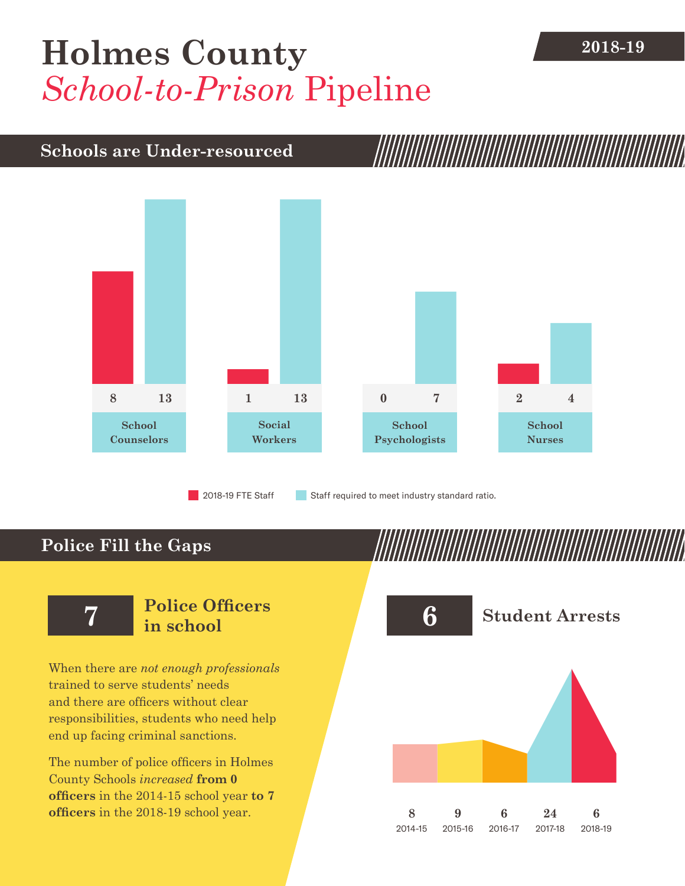# Holmes County *School-to-Prison* Pipeline

**2018-19**

## Schools are Under-resourced

| | 2018-19 FTE Staff | Staff required to meet industry standard ratio. |
|---|---|---|
| School Counselors | 8 | 13 |
| Social Workers | 1 | 13 |
| School Psychologists | 0 | 7 |
| School Nurses | 2 | 4 |

## Police Fill the Gaps

**7** **Police Officers in school**

When there are *not enough professionals* trained to serve students' needs and there are officers without clear responsibilities, students who need help end up facing criminal sanctions.

The number of police officers in Holmes County Schools *increased* **from 0 officers** in the 2014-15 school year **to 7 officers** in the 2018-19 school year.

**6** **Student Arrests**

| 2014-15 | 2015-16 | 2016-17 | 2017-18 | 2018-19 |
|---|---|---|---|---|
| 8 | 9 | 6 | 24 | 6 |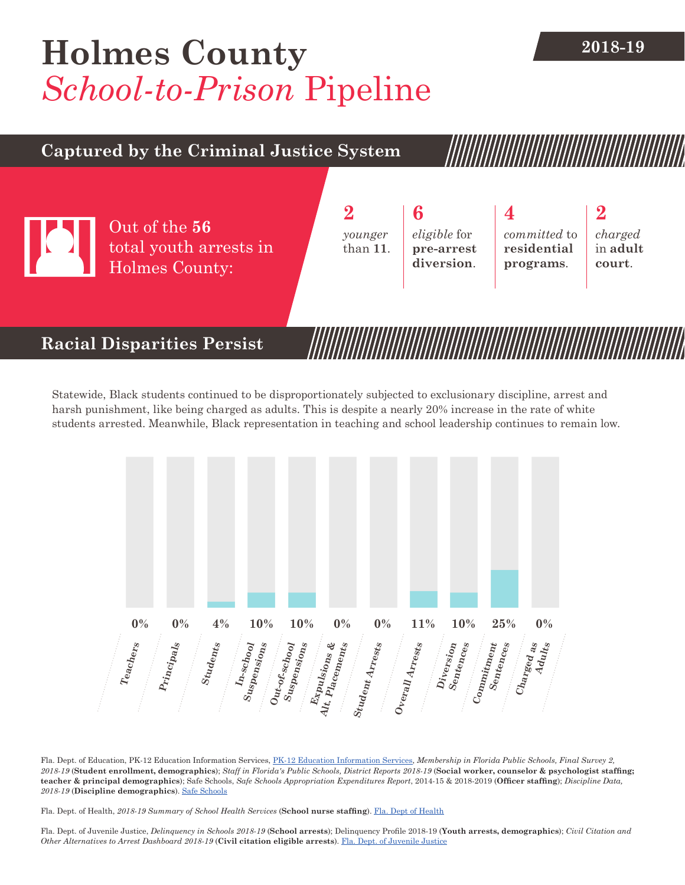# Holmes County

# *School-to-Prison* Pipeline

2018-19

## Captured by the Criminal Justice System

Out of the **56** total youth arrests in Holmes County:

**2** *younger* than **11**.

**6** *eligible* for **pre-arrest diversion**.

**4** *committed* to **residential programs**.

**2** *charged* in **adult court**.

## Racial Disparities Persist

Statewide, Black students continued to be disproportionately subjected to exclusionary discipline, arrest and harsh punishment, like being charged as adults. This is despite a nearly 20% increase in the rate of white students arrested. Meanwhile, Black representation in teaching and school leadership continues to remain low.

Teachers 0%
Principals 0%
Students 4%
In-school Suspensions 10%
Out-of-school Suspensions 10%
Expulsions & Alt. Placements 0%
Student Arrests 0%
Overall Arrests 11%
Diversion Sentences 10%
Commitment Sentences 25%
Charged as Adults 0%

Fla. Dept. of Education, PK-12 Education Information Services, [PK-12 Education Information Services](), *Membership in Florida Public Schools, Final Survey 2, 2018-19* (**Student enrollment, demographics**); *Staff in Florida's Public Schools, District Reports 2018-19* (**Social worker, counselor & psychologist staffing; teacher & principal demographics**); Safe Schools, *Safe Schools Appropriation Expenditures Report*, 2014-15 & 2018-2019 (**Officer staffing**); *Discipline Data, 2018-19* (**Discipline demographics**). [Safe Schools]()

Fla. Dept. of Health, *2018-19 Summary of School Health Services* (**School nurse staffing**). [Fla. Dept of Health]()

Fla. Dept. of Juvenile Justice, *Delinquency in Schools 2018-19* (**School arrests**); Delinquency Profile 2018-19 (**Youth arrests, demographics**); *Civil Citation and Other Alternatives to Arrest Dashboard 2018-19* (**Civil citation eligible arrests**). [Fla. Dept. of Juvenile Justice]()